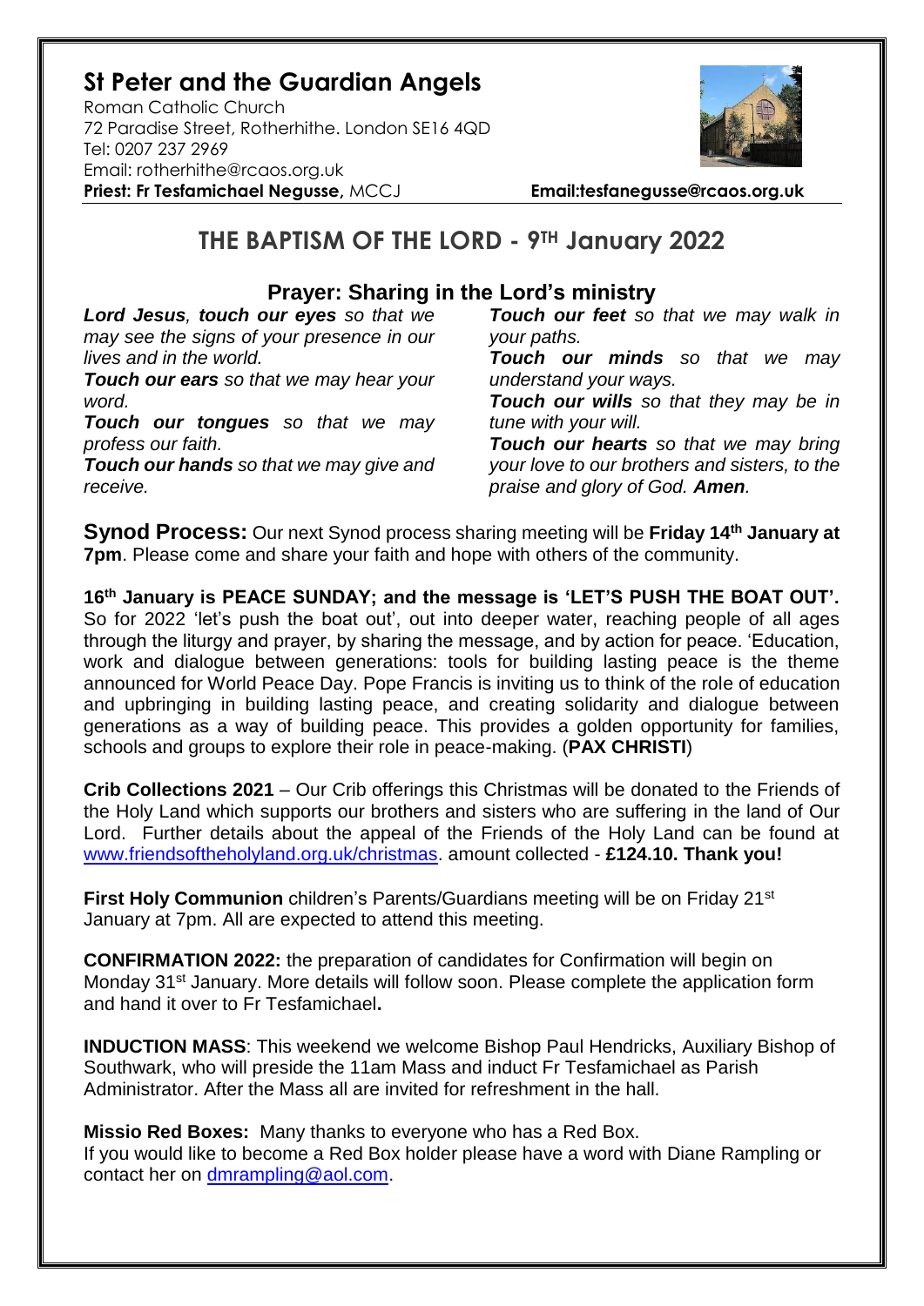# St Peter and the Guardian Angels

Roman Catholic Church
72 Paradise Street, Rotherhithe. London SE16 4QD
Tel: 0207 237 2969
Email: rotherhithe@rcaos.org.uk
**Priest: Fr Tesfamichael Negusse,** MCCJ **Email:tesfanegusse@rcaos.org.uk**

## THE BAPTISM OF THE LORD - 9TH January 2022

### Prayer: Sharing in the Lord's ministry

***Lord Jesus**, **touch our eyes** so that we may see the signs of your presence in our lives and in the world.*
***Touch our ears** so that we may hear your word.*
***Touch our tongues** so that we may profess our faith.*
***Touch our hands** so that we may give and receive.*
***Touch our feet** so that we may walk in your paths.*
***Touch our minds** so that we may understand your ways.*
***Touch our wills** so that they may be in tune with your will.*
***Touch our hearts** so that we may bring your love to our brothers and sisters, to the praise and glory of God. **Amen**.*

**Synod Process:** Our next Synod process sharing meeting will be **Friday 14th January at 7pm**. Please come and share your faith and hope with others of the community.

**16th January is PEACE SUNDAY; and the message is 'LET'S PUSH THE BOAT OUT'.** So for 2022 'let's push the boat out', out into deeper water, reaching people of all ages through the liturgy and prayer, by sharing the message, and by action for peace. 'Education, work and dialogue between generations: tools for building lasting peace is the theme announced for World Peace Day. Pope Francis is inviting us to think of the role of education and upbringing in building lasting peace, and creating solidarity and dialogue between generations as a way of building peace. This provides a golden opportunity for families, schools and groups to explore their role in peace-making. (**PAX CHRISTI**)

**Crib Collections 2021** – Our Crib offerings this Christmas will be donated to the Friends of the Holy Land which supports our brothers and sisters who are suffering in the land of Our Lord. Further details about the appeal of the Friends of the Holy Land can be found at www.friendsoftheholyland.org.uk/christmas. amount collected - **£124.10. Thank you!**

**First Holy Communion** children's Parents/Guardians meeting will be on Friday 21st January at 7pm. All are expected to attend this meeting.

**CONFIRMATION 2022:** the preparation of candidates for Confirmation will begin on Monday 31st January. More details will follow soon. Please complete the application form and hand it over to Fr Tesfamichael**.**

**INDUCTION MASS**: This weekend we welcome Bishop Paul Hendricks, Auxiliary Bishop of Southwark, who will preside the 11am Mass and induct Fr Tesfamichael as Parish Administrator. After the Mass all are invited for refreshment in the hall.

**Missio Red Boxes:** Many thanks to everyone who has a Red Box.
If you would like to become a Red Box holder please have a word with Diane Rampling or contact her on dmrampling@aol.com.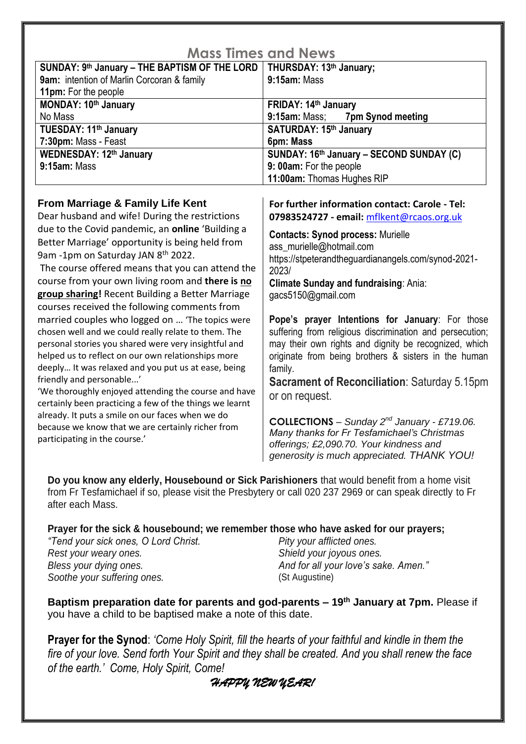# Mass Times and News

| | |
|---|---|
| **SUNDAY: 9th January – THE BAPTISM OF THE LORD**<br>**9am:** intention of Marlin Corcoran & family<br>**11pm:** For the people | **THURSDAY: 13th January;**<br>**9:15am:** Mass |
| **MONDAY: 10th January**<br>No Mass | **FRIDAY: 14th January**<br>**9:15am:** Mass; **7pm Synod meeting** |
| **TUESDAY: 11th January**<br>**7:30pm:** Mass - Feast | **SATURDAY: 15th January**<br>**6pm: Mass** |
| **WEDNESDAY: 12th January**<br>**9:15am:** Mass | **SUNDAY: 16th January – SECOND SUNDAY (C)**<br>**9: 00am:** For the people<br>**11:00am:** Thomas Hughes RIP |

### From Marriage & Family Life Kent

Dear husband and wife! During the restrictions due to the Covid pandemic, an **online** 'Building a Better Marriage' opportunity is being held from 9am -1pm on Saturday JAN 8th 2022.

The course offered means that you can attend the course from your own living room and **there is no group sharing!** Recent Building a Better Marriage courses received the following comments from married couples who logged on … 'The topics were chosen well and we could really relate to them. The personal stories you shared were very insightful and helped us to reflect on our own relationships more deeply… It was relaxed and you put us at ease, being friendly and personable...'

'We thoroughly enjoyed attending the course and have certainly been practicing a few of the things we learnt already. It puts a smile on our faces when we do because we know that we are certainly richer from participating in the course.'

**For further information contact: Carole - Tel: 07983524727 - email:** mflkent@rcaos.org.uk

**Contacts: Synod process:** Murielle ass_murielle@hotmail.com https://stpeterandtheguardianangels.com/synod-2021-2023/

**Climate Sunday and fundraising**: Ania: gacs5150@gmail.com

**Pope's prayer Intentions for January**: For those suffering from religious discrimination and persecution; may their own rights and dignity be recognized, which originate from being brothers & sisters in the human family.

**Sacrament of Reconciliation**: Saturday 5.15pm or on request.

**COLLECTIONS** – *Sunday 2nd January - £719.06. Many thanks for Fr Tesfamichael's Christmas offerings; £2,090.70. Your kindness and generosity is much appreciated. THANK YOU!*

**Do you know any elderly, Housebound or Sick Parishioners** that would benefit from a home visit from Fr Tesfamichael if so, please visit the Presbytery or call 020 237 2969 or can speak directly to Fr after each Mass.

**Prayer for the sick & housebound; we remember those who have asked for our prayers;**

*"Tend your sick ones, O Lord Christ.*
*Rest your weary ones.*
*Bless your dying ones.*
*Soothe your suffering ones.*
*Pity your afflicted ones.*
*Shield your joyous ones.*
*And for all your love's sake. Amen."*
(St Augustine)

**Baptism preparation date for parents and god-parents – 19th January at 7pm.** Please if you have a child to be baptised make a note of this date.

**Prayer for the Synod**: *'Come Holy Spirit, fill the hearts of your faithful and kindle in them the fire of your love. Send forth Your Spirit and they shall be created. And you shall renew the face of the earth.' Come, Holy Spirit, Come!*

*HAPPY NEW YEAR!*